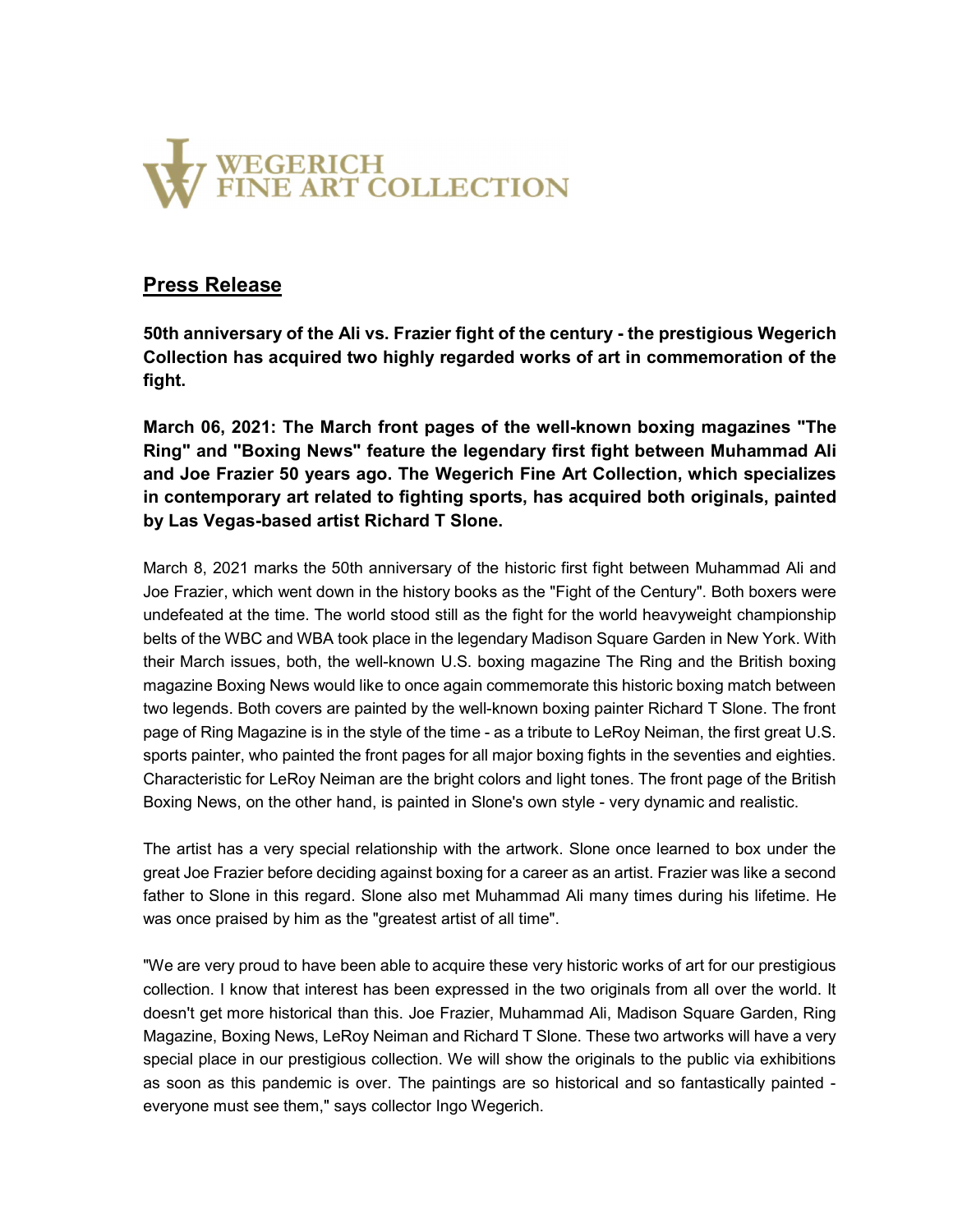WEGERICH
FINE ART COLLECTION

## Press Release

**50th anniversary of the Ali vs. Frazier fight of the century - the prestigious Wegerich Collection has acquired two highly regarded works of art in commemoration of the fight.**

**March 06, 2021: The March front pages of the well-known boxing magazines "The Ring" and "Boxing News" feature the legendary first fight between Muhammad Ali and Joe Frazier 50 years ago. The Wegerich Fine Art Collection, which specializes in contemporary art related to fighting sports, has acquired both originals, painted by Las Vegas-based artist Richard T Slone.**

March 8, 2021 marks the 50th anniversary of the historic first fight between Muhammad Ali and Joe Frazier, which went down in the history books as the "Fight of the Century". Both boxers were undefeated at the time. The world stood still as the fight for the world heavyweight championship belts of the WBC and WBA took place in the legendary Madison Square Garden in New York. With their March issues, both, the well-known U.S. boxing magazine The Ring and the British boxing magazine Boxing News would like to once again commemorate this historic boxing match between two legends. Both covers are painted by the well-known boxing painter Richard T Slone. The front page of Ring Magazine is in the style of the time - as a tribute to LeRoy Neiman, the first great U.S. sports painter, who painted the front pages for all major boxing fights in the seventies and eighties. Characteristic for LeRoy Neiman are the bright colors and light tones. The front page of the British Boxing News, on the other hand, is painted in Slone's own style - very dynamic and realistic.

The artist has a very special relationship with the artwork. Slone once learned to box under the great Joe Frazier before deciding against boxing for a career as an artist. Frazier was like a second father to Slone in this regard. Slone also met Muhammad Ali many times during his lifetime. He was once praised by him as the "greatest artist of all time".

"We are very proud to have been able to acquire these very historic works of art for our prestigious collection. I know that interest has been expressed in the two originals from all over the world. It doesn't get more historical than this. Joe Frazier, Muhammad Ali, Madison Square Garden, Ring Magazine, Boxing News, LeRoy Neiman and Richard T Slone. These two artworks will have a very special place in our prestigious collection. We will show the originals to the public via exhibitions as soon as this pandemic is over. The paintings are so historical and so fantastically painted - everyone must see them," says collector Ingo Wegerich.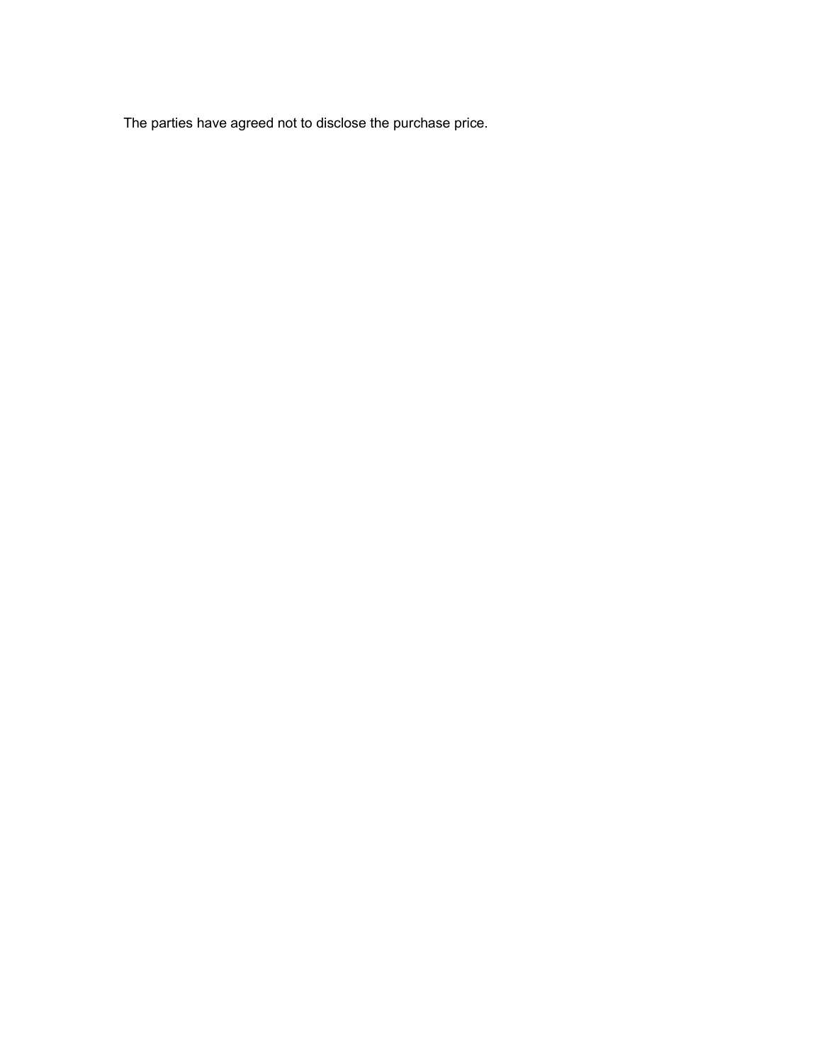The parties have agreed not to disclose the purchase price.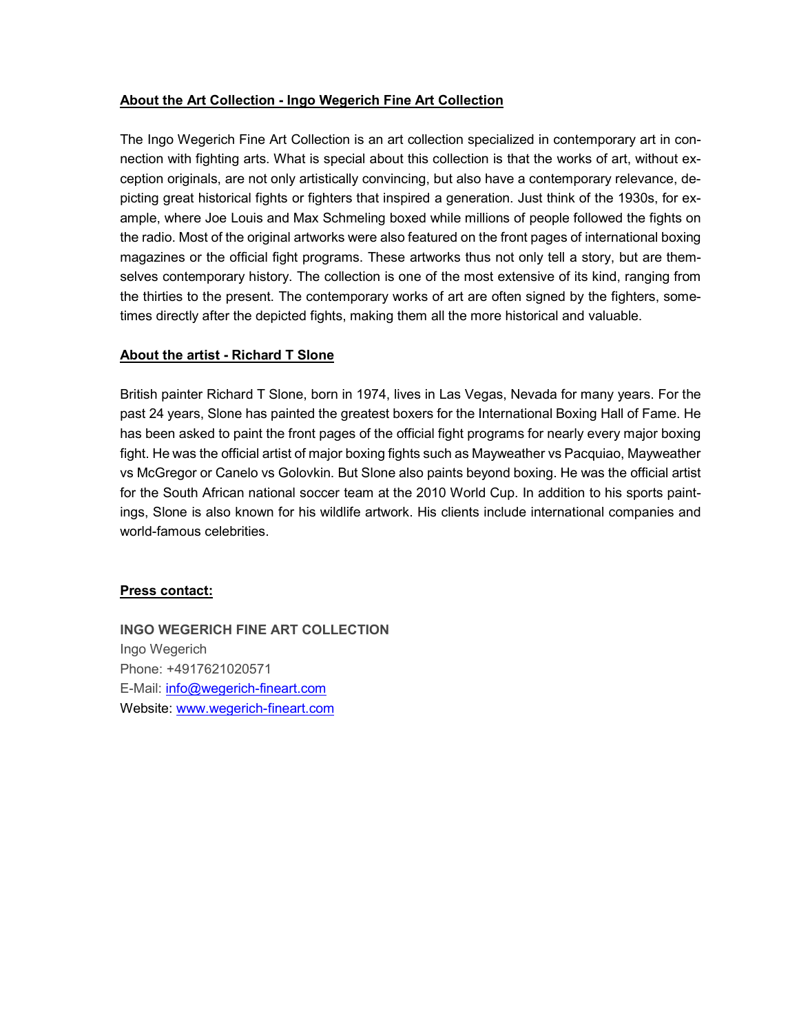## About the Art Collection - Ingo Wegerich Fine Art Collection

The Ingo Wegerich Fine Art Collection is an art collection specialized in contemporary art in connection with fighting arts. What is special about this collection is that the works of art, without exception originals, are not only artistically convincing, but also have a contemporary relevance, depicting great historical fights or fighters that inspired a generation. Just think of the 1930s, for example, where Joe Louis and Max Schmeling boxed while millions of people followed the fights on the radio. Most of the original artworks were also featured on the front pages of international boxing magazines or the official fight programs. These artworks thus not only tell a story, but are themselves contemporary history. The collection is one of the most extensive of its kind, ranging from the thirties to the present. The contemporary works of art are often signed by the fighters, sometimes directly after the depicted fights, making them all the more historical and valuable.

## About the artist - Richard T Slone

British painter Richard T Slone, born in 1974, lives in Las Vegas, Nevada for many years. For the past 24 years, Slone has painted the greatest boxers for the International Boxing Hall of Fame. He has been asked to paint the front pages of the official fight programs for nearly every major boxing fight. He was the official artist of major boxing fights such as Mayweather vs Pacquiao, Mayweather vs McGregor or Canelo vs Golovkin. But Slone also paints beyond boxing. He was the official artist for the South African national soccer team at the 2010 World Cup. In addition to his sports paintings, Slone is also known for his wildlife artwork. His clients include international companies and world-famous celebrities.

## Press contact:

**INGO WEGERICH FINE ART COLLECTION**
Ingo Wegerich
Phone: +4917621020571
E-Mail: info@wegerich-fineart.com
Website: www.wegerich-fineart.com